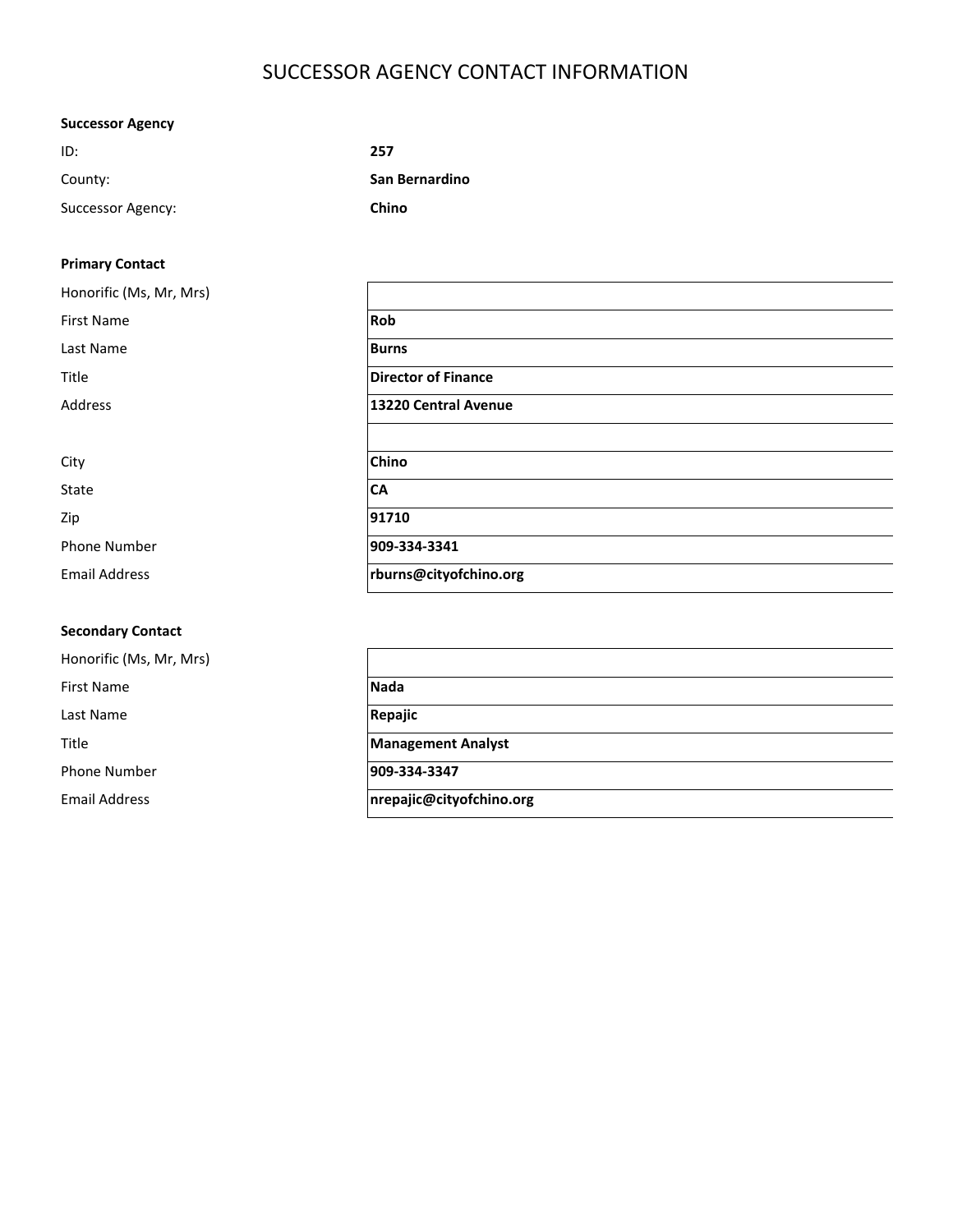# SUCCESSOR AGENCY CONTACT INFORMATION

**Successor Agency**

| | |
|---|---|
| ID: | **257** |
| County: | **San Bernardino** |
| Successor Agency: | **Chino** |

**Primary Contact**

| | |
|---|---|
| Honorific (Ms, Mr, Mrs) | |
| First Name | **Rob** |
| Last Name | **Burns** |
| Title | **Director of Finance** |
| Address | **13220 Central Avenue** |
| | |
| City | **Chino** |
| State | **CA** |
| Zip | **91710** |
| Phone Number | **909-334-3341** |
| Email Address | **rburns@cityofchino.org** |

**Secondary Contact**

| | |
|---|---|
| Honorific (Ms, Mr, Mrs) | |
| First Name | **Nada** |
| Last Name | **Repajic** |
| Title | **Management Analyst** |
| Phone Number | **909-334-3347** |
| Email Address | **nrepajic@cityofchino.org** |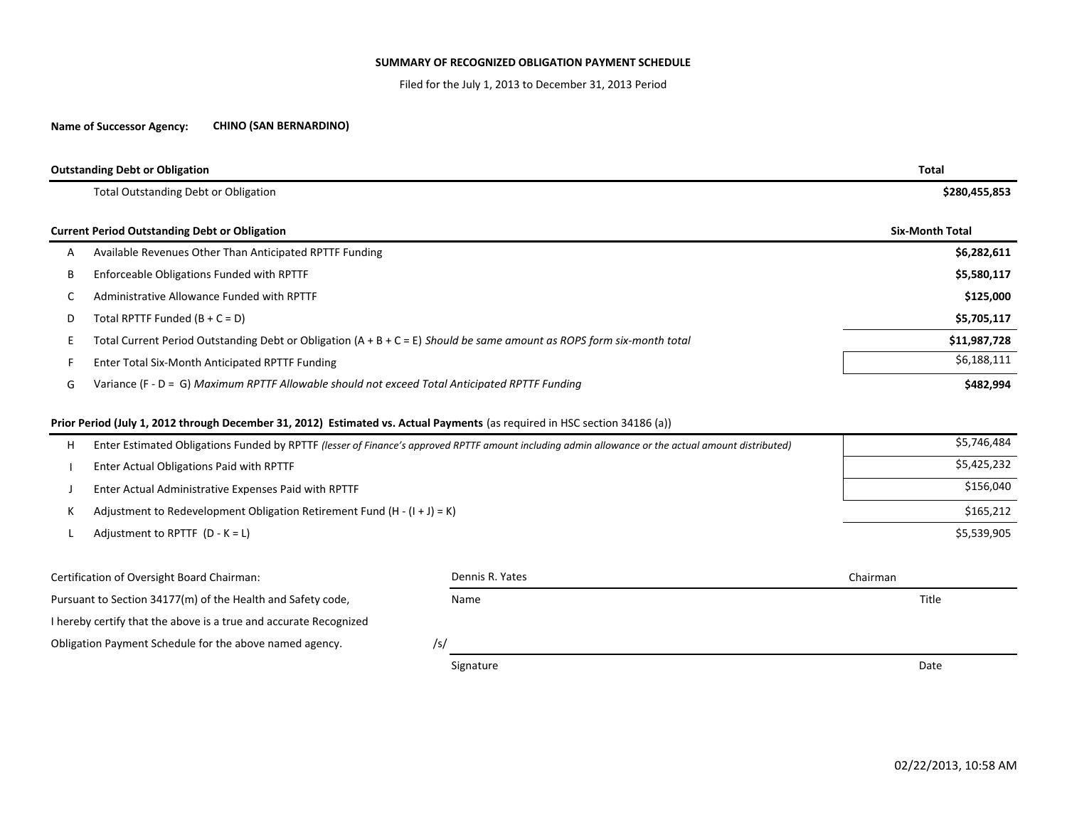**SUMMARY OF RECOGNIZED OBLIGATION PAYMENT SCHEDULE**

Filed for the July 1, 2013 to December 31, 2013 Period

**Name of Successor Agency:** **CHINO (SAN BERNARDINO)**

| | **Outstanding Debt or Obligation** | **Total** |
|---|---|---|
| | Total Outstanding Debt or Obligation | **$280,455,853** |

| | **Current Period Outstanding Debt or Obligation** | **Six-Month Total** |
|---|---|---|
| A | Available Revenues Other Than Anticipated RPTTF Funding | **$6,282,611** |
| B | Enforceable Obligations Funded with RPTTF | **$5,580,117** |
| C | Administrative Allowance Funded with RPTTF | **$125,000** |
| D | Total RPTTF Funded (B + C = D) | **$5,705,117** |
| E | Total Current Period Outstanding Debt or Obligation (A + B + C = E) *Should be same amount as ROPS form six-month total* | **$11,987,728** |
| F | Enter Total Six-Month Anticipated RPTTF Funding | $6,188,111 |
| G | Variance (F - D = G) *Maximum RPTTF Allowable should not exceed Total Anticipated RPTTF Funding* | **$482,994** |

| | **Prior Period (July 1, 2012 through December 31, 2012) Estimated vs. Actual Payments** (as required in HSC section 34186 (a)) | |
|---|---|---|
| H | Enter Estimated Obligations Funded by RPTTF *(lesser of Finance's approved RPTTF amount including admin allowance or the actual amount distributed)* | $5,746,484 |
| I | Enter Actual Obligations Paid with RPTTF | $5,425,232 |
| J | Enter Actual Administrative Expenses Paid with RPTTF | $156,040 |
| K | Adjustment to Redevelopment Obligation Retirement Fund (H - (I + J) = K) | $165,212 |
| L | Adjustment to RPTTF (D - K = L) | $5,539,905 |

Certification of Oversight Board Chairman:
Pursuant to Section 34177(m) of the Health and Safety code,
I hereby certify that the above is a true and accurate Recognized
Obligation Payment Schedule for the above named agency.

| Dennis R. Yates | Chairman |
|---|---|
| Name | Title |

/s/

| | |
|---|---|
| Signature | Date |

02/22/2013, 10:58 AM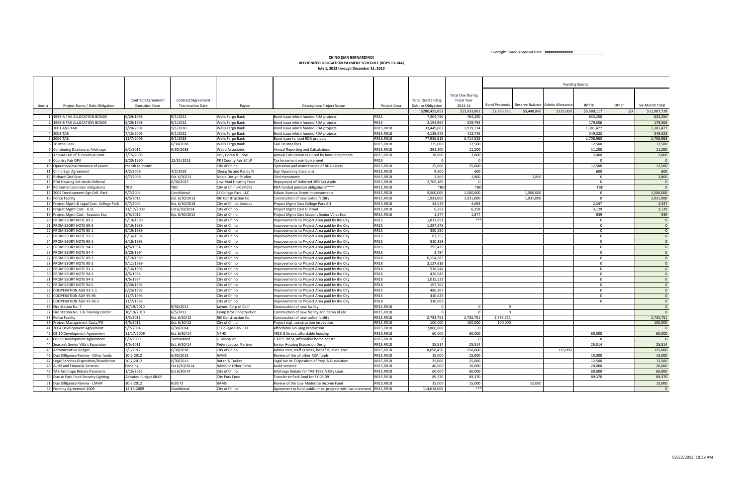Oversight Board Approval Date: ##############

**CHINO (SAN BERNARDINO)**
**RECOGNIZED OBLIGATION PAYMENT SCHEDULE (ROPS 13-14A)**
**July 1, 2013 through December 31, 2013**

| | | | | | | | | | Funding Source | | | | | | |
|---|---|---|---|---|---|---|---|---|---|---|---|---|---|---|---|
| Item # | Project Name / Debt Obligation | Contract/Agreement Execution Date | Contract/Agreement Termination Date | Payee | Description/Project Scope | Project Area | Total Outstanding Debt or Obligation | Total Due During Fiscal Year 2013-14 | Bond Proceeds | Reserve Balance | Admin Allowance | RPTTF | Other | Six-Month Total |
| | | | | | | | $280,455,853 | $13,933,061 | $2,833,751 | $3,448,860 | $125,000 | $5,580,117 | $0 | $11,987,728 |
| 1 | 1998-A TAX ALLOCATION BONDS | 6/29/1998 | 9/1/2022 | Wells Fargo Bank | Bond issue which funded RDA projects | RR15 | 7,204,750 | 764,250 | | | | 633,250 | | 633,250 |
| 2 | 1998-B TAX ALLOCATION BONDS | 6/29/1998 | 9/1/2022 | Wells Fargo Bank | Bond issue which funded RDA projects | RR15 | 2,194,994 | 229,794 | | | | 179,506 | | 179,506 |
| 3 | 2001 A&B TAB | 3/20/2001 | 9/1/2030 | Wells Fargo Bank | Bond issue which funded RDA projects | RR15,RR18 | 33,449,602 | 1,919,124 | | | | 1,381,477 | | 1,381,477 |
| 4 | 2003 TAB | 7/15/2003 | 9/1/2022 | Wells Fargo Bank | Bond issue which funded RDA projects | RR15,RR18 | 4,139,675 | 413,745 | | | | 349,323 | | 349,323 |
| 5 | 2006 TAB | 11/7/2006 | 9/1/2038 | Wells Fargo Bank | Bond issue to fund RDA projects | RR15,RR18 | 77,926,519 | 3,714,525 | | | | 2,708,963 | | 2,708,963 |
| 6 | Trustee Fees | | 6/30/2038 | Wells Fargo Bank | TAB Trustee fees | RR15,RR18 | 325,000 | 12,500 | | | | 12,500 | | 12,500 |
| 7 | Continuing Disclosure, Arbitrage | 6/2/2011 | 6/30/2038 | Webb Associates | Annual Reporting and Calculations | RR15,RR18 | 291,200 | 11,200 | | | | 11,200 | | 11,200 |
| 8 | Annual Calc of TI Revenue Limit | 7/15/2003 | | HdL, Coren & Cone | Annual Calculation required by bond documents | RR15,RR18 | 38,000 | 2,000 | | | | 2,000 | | 2,000 |
| 9 | Country Fair OPA | 8/20/1990 | 12/31/2013 | PK I County Fair SC LP | Tax Increment reimbursement | RR15 | 0 | 0 | | | | 0 | | 0 |
| 10 | Operation/maintenance of assets | month to month | | City of Chino | Operation and maintenance of RDA assets | RR15,RR18 | 25,000 | 25,000 | | | | 12,500 | | 12,500 |
| 11 | Chino Sign Agreement | 4/2/2009 | 4/2/2029 | Chong Su and Randy Yi | Sign Operating Covenant | RR15,RR18 | 9,600 | 600 | | | | 600 | | 600 |
| 12 | Richard Gird Bust | 9/7/2008 | Est. 6/30/13 | Noble Design Studios | Gird monument | RR15,RR18 | 2,860 | 2,860 | | 2,860 | | 0 | | 2,860 |
| 13 | RDA Housing Set-Aside Deferral | | 6/30/2027 | Low Mod Housing Fund | Repayment of Deferred 20% Set Aside | RR15,RR18 | 2,709,189 | 0 | | | | 0 | | 0 |
| 14 | Retirement/pension obligations | TBD | TBD | City of Chino/CalPERS | RDA funded pension obligations**** | RR15,RR18 | TBD | TBD | | | | TBD | | 0 |
| 15 | 2004 Development Agr-Coll. Park | 9/7/2004 | Conditional | LS College Park, LLC | Edison Avenue Street Improvements | RR15,RR18 | 5,500,000 | 1,500,000 | | 1,500,000 | | 0 | | 1,500,000 |
| 16 | Police Facility | 4/5/2011 | Est. 6/30/2013 | RIC Construction Co. | Construction of new police facility | RR15,RR18 | 1,931,000 | 1,931,000 | | 1,931,000 | | 0 | | 1,931,000 |
| 17 | Project Mgmt & Legal Cost- College Park | 9/7/2004 | Est. 6/30/2018 | City of Chino, Various | Project Mgmt Cost College Park AH | RR15,RR18 | 34,029 | 4,693 | | | | 2,347 | | 2,347 |
| 18 | Project Mgmt Cost - G St | 11/17/2009 | Est.6/30/2014 | City of Chino | Project Mgmt Cost G Street | RR15,RR18 | 6,258 | 6,258 | | | | 3,129 | | 3,129 |
| 19 | Project Mgmt Cost - Seasons Exp | 4/5/2011 | Est. 6/30/2014 | City of Chino | Project Mgmt Cost Seasons Senior Villas Exp | RR15,RR18 | 1,877 | 1,877 | | | | 939 | | 939 |
| 20 | PROMISSORY NOTE 89-1 | 9/19/1989 | | City of Chino | Improvements to Project Area paid by the City | RR15 | 1,817,691 | *** | | | | 0 | | 0 |
| 21 | PROMISSORY NOTE 89-3 | 9/19/1989 | | City of Chino | Improvements to Project Area paid by the City | RR15 | 1,297,273 | | | | | 0 | | 0 |
| 22 | PROMISSORY NOTE 90-1 | 9/19/1989 | | City of Chino | Improvements to Project Area paid by the City | RR15 | 350,250 | | | | | 0 | | 0 |
| 23 | PROMISSORY NOTE 92-1 | 6/16/1992 | | City of Chino | Improvements to Project Area paid by the City | RR15 | 87,355 | | | | | 0 | | 0 |
| 24 | PROMISSORY NOTE 93-1 | 6/16/1993 | | City of Chino | Improvements to Project Area paid by the City | RR15 | 510,358 | | | | | 0 | | 0 |
| 25 | PROMISSORY NOTE 94-1 | 4/5/1994 | | City of Chino | Improvements to Project Area paid by the City | RR15 | 295,429 | | | | | 0 | | 0 |
| 26 | PROMISSORY NOTE 94-4 | 9/20/1994 | | City of Chino | Improvements to Project Area paid by the City | RR15 | 2,784 | | | | | 0 | | 0 |
| 27 | PROMISSORY NOTE 89-2 | 9/19/1989 | | City of Chino | Improvements to Project Area paid by the City | RR18 | 6,154,285 | | | | | 0 | | 0 |
| 28 | PROMISSORY NOTE 90-2 | 9/11/1989 | | City of Chino | Improvements to Project Area paid by the City | RR18 | 2,127,618 | | | | | 0 | | 0 |
| 29 | PROMISSORY NOTE 93-2 | 6/16/1993 | | City of Chino | Improvements to Project Area paid by the City | RR18 | 536,644 | | | | | 0 | | 0 |
| 30 | PROMISSORY NOTE 94-2 | 4/5/1994 | | City of Chino | Improvements to Project Area paid by the City | RR18 | 426,949 | | | | | 0 | | 0 |
| 31 | PROMISSORY NOTE 94-3 | 4/5/1994 | | City of Chino | Improvements to Project Area paid by the City | RR18 | 1,015,521 | | | | | 0 | | 0 |
| 32 | PROMISSORY NOTE 94-5 | 9/20/1994 | | City of Chino | Improvements to Project Area paid by the City | RR18 | 197,762 | | | | | 0 | | 0 |
| 33 | COOPERATION AGR 93-1-1 | 6/23/1993 | | City of Chino | Improvements to Project Area paid by the City | RR15 | 486,267 | | | | | 0 | | 0 |
| 34 | COOPERATION AGR 95-96 | 11/7/1995 | | City of Chino | Improvements to Project Area paid by the City | RR15 | 410,029 | | | | | 0 | | 0 |
| 35 | COOPERATION AGR 95-96-2 | 11/7/1995 | | City of Chino | Improvements to Project Area paid by the City | RR18 | 310,000 | | | | | 0 | | 0 |
| 36 | Fire Station No. 7 | 10/19/2010 | 8/30/2011 | Jaynes Corp of Calif. | Construction of new facility | RR15,RR18 | 0 | 0 | 0 | | | | | 0 |
| 37 | Fire Station No. 1 & Training Center | 10/19/2010 | 6/5/2012 | Kemp Bros Construction | Construction of new facility and demo of old | RR15,RR18 | 0 | 0 | 0 | | | | | 0 |
| 38 | Police Facility | 4/5/2011 | Est. 6/30/13 | RIC Construction Co. | Construction of new police facility | RR15,RR18 | 2,733,751 | 2,733,751 | 2,733,751 | | | | | 2,733,751 |
| 39 | Project Management Costs/PD | 4/5/2011 | Est. 6/30/13 | City of Chino | Project mgt, construction inspection | RR15,RR18 | 100,000 | 100,000 | 100,000 | | | | | 100,000 |
| 41 | 2004 Development Agreement | 9/7/2004 | 6/30/2024 | LS College Park, LLC | Affordable Housing Production | RR15,RR18 | 2,800,000 | 0 | | | | | | 0 |
| 42 | 09-10 Development Agreement | 11/17/2009 | Est. 6/30/14 | NPHS | 4923 G Street, affordable housing | RR15,RR18 | 60,000 | 60,000 | | | | 60,000 | | 60,000 |
| 43 | 08-09 Development Agreement | 6/2/2009 | Terminated | G. Marquez | 13079 3rd St, affordable home constr. | RR15,RR18 | 0 | 0 | | | | 0 | | 0 |
| 44 | Season's Senior Villa's Expansion | 4/5/2011 | Est. 6/30/14 | Peters Jepson Partner | Senior Housing Expansion Design | RR15,RR18 | 25,514 | 25,514 | | | | 25,514 | | 25,514 |
| 45 | Administrative Budget | 2/1/2012 | 6/30/2038 | City of Chino | Admin cost, staff salaries, benefits, alloc. cost | RR15,RR18 | 8,058,450 | 250,000 | | | 125,000 | | | 125,000 |
| 46 | Due Diligence Review - Other funds | 10-2-2012 | 6/30/2013 | RAMS | Review of the all other RDA funds | RR15,RR18 | 15,000 | 15,000 | | | | 15,000 | | 15,000 |
| 47 | Legal Services-Disposition/Dissolution | 10-2-2012 | 6/30/2013 | Rutan & Tucker | Legal svc re: Disposition of Prop.& Dissolution | RR15,RR18 | 25,000 | 25,000 | | | | 12,500 | | 12,500 |
| 48 | Audit and Financial Services | Pending | Est 6/30/2014 | RAMS or Other Firms | Audit services | RR15,RR18 | 40,000 | 20,000 | | | | 20,000 | | 20,000 |
| 49 | TAB Arbitrage Rebate Payments | 1/15/2013 | Est 6/30/14 | City of Chino | Arbitrage Rebate for TAB 1998 A-City Loan | RR15,RR18 | 60,000 | 60,000 | | | | 60,000 | | 60,000 |
| 50 | Due to Park Fund Security Lighting | Adopted Budget 08-09 | - | City Park Fund | Transfer to Park fund for FY 08-09 | RR15,RR18 | 89,370 | 89,370 | | | | 89,370 | | 89,370 |
| 51 | Due Diligence Review - LMHIF | 10-2-2012 | 6/30/13 | RAMS | Review of the Low Moderate Income Fund | RR15,RR18 | 15,000 | 15,000 | | 15,000 | | | | 15,000 |
| 52 | Funding Agreement 2009 | 12-15-2009 | Conditional | City of Chino | Agreement to fund public impr. projects with tax increment | RR15,RR18 | 114,618,000 | *** | | | | | | 0 |

02/22/2013, 10:58 AM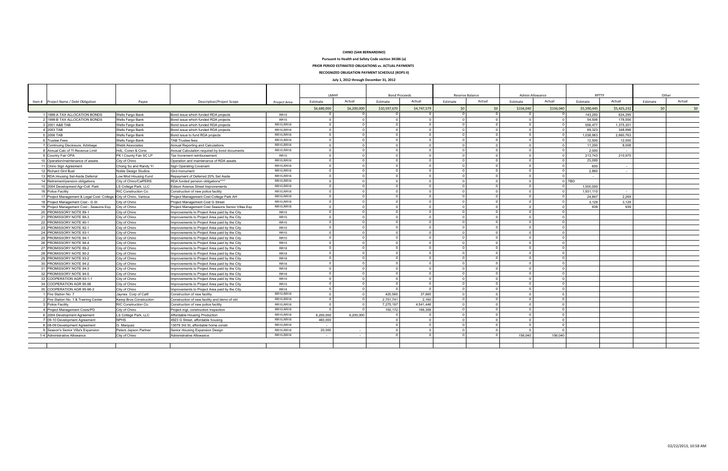**CHINO (SAN BERNARDINO)**

**Pursuant to Health and Safety Code section 34186 (a)**

**PRIOR PERIOD ESTIMATED OBLIGATIONS vs. ACTUAL PAYMENTS**

**RECOGNIZED OBLIGATION PAYMENT SCHEDULE (ROPS II)**

**July 1, 2012 through December 31, 2012**

| Item # | Project Name / Debt Obligation | Payee | Description/Project Scope | Project Area | LMIHF | | Bond Proceeds | | Reserve Balance | | Admin Allowance | | RPTTF | | Other | |
|---|---|---|---|---|---|---|---|---|---|---|---|---|---|---|---|---|
| | | | | | Estimate | Actual | Estimate | Actual | Estimate | Actual | Estimate | Actual | Estimate | Actual | Estimate | Actual |
| | | | | | $6,680,000 | $6,200,000 | $10,597,670 | $4,747,579 | $0 | $0 | $156,040 | $156,040 | $5,590,445 | $5,425,232 | $0 | $0 |
| 1 | 1998-A TAX ALLOCATION BONDS | Wells Fargo Bank | Bond issue which funded RDA projects | RR15 | 0 | 0 | 0 | 0 | 0 | 0 | 0 | 0 | 143,250 | 624,295 | | |
| 2 | 1998-B TAX ALLOCATION BONDS | Wells Fargo Bank | Bond issue which funded RDA projects | RR15 | 0 | 0 | 0 | 0 | 0 | 0 | 0 | 0 | 54,506 | 178,556 | | |
| 3 | 2001 A&B TAB | Wells Fargo Bank | Bond issue which funded RDA projects | RR15,RR18 | 0 | 0 | 0 | 0 | 0 | 0 | 0 | 0 | 556,477 | 1,375,301 | | |
| 4 | 2003 TAB | Wells Fargo Bank | Bond issue which funded RDA projects | RR15,RR18 | 0 | 0 | 0 | 0 | 0 | 0 | 0 | 0 | 69,323 | 348,998 | | |
| 5 | 2006 TAB | Wells Fargo Bank | Bond issue to fund RDA projects | RR15,RR18 | 0 | 0 | 0 | 0 | 0 | 0 | 0 | 0 | 1,038,963 | 2,660,763 | | |
| 6 | Trustee Fees | Wells Fargo Bank | TAB Trustee fees | RR15,RR18 | 0 | 0 | 0 | 0 | 0 | 0 | 0 | 0 | 12,500 | 12,000 | | |
| 7 | Continuing Disclosure, Arbitrage | Webb Associates | Annual Reporting and Calculations | RR15,RR18 | 0 | 0 | 0 | 0 | 0 | 0 | 0 | 0 | 11,200 | 8,008 | | |
| 8 | Annual Calc of TI Revenue Limit | HdL, Coren & Cone | Annual Calculation required by bond documents | RR15,RR18 | 0 | 0 | 0 | 0 | 0 | 0 | 0 | 0 | 2,000 | - | | |
| 9 | Country Fair OPA | PK I County Fair SC LP | Tax Increment reimbursement | RR15 | 0 | 0 | 0 | 0 | 0 | 0 | 0 | 0 | 213,743 | 210,975 | | |
| 10 | Operation/maintenance of assets | City of Chino | Operation and maintenance of RDA assets | RR15,RR18 | 0 | 0 | 0 | 0 | 0 | 0 | 0 | 0 | 25,000 | | | |
| 11 | Chino Sign Agreement | Chong Su and Randy Yi | Sign Operating Covenant | RR15,RR18 | 0 | 0 | 0 | 0 | 0 | 0 | 0 | 0 | 600 | - | | |
| 12 | Richard Gird Bust | Noble Design Studios | Gird monument | RR15,RR18 | 0 | 0 | 0 | 0 | 0 | 0 | 0 | 0 | 2,860 | - | | |
| 13 | RDA Housing Set-Aside Deferral | Low Mod Housing Fund | Repayment of Deferred 20% Set Aside | RR15,RR18 | 0 | 0 | 0 | 0 | 0 | 0 | 0 | 0 | - | | | |
| 14 | Retirement/pension obligations | City of Chino/CalPERS | RDA funded pension obligations**** | RR15,RR18 | 0 | 0 | 0 | 0 | 0 | 0 | 0 | 0 | TBD | | | |
| 15 | 2004 Development Agr-Coll. Park | LS College Park, LLC | Edison Avenue Street Improvements | RR15,RR18 | 0 | 0 | 0 | 0 | 0 | 0 | 0 | 0 | 1,500,000 | | | |
| 16 | Police Facility | RIC Construction Co. | Construction of new police facility | RR15,RR18 | 0 | 0 | 0 | 0 | 0 | 0 | 0 | 0 | 1,931,110 | - | | |
| 17 | Project Management & Legal Cost- College Park | City of Chino, Various | Project Management Cost College Park AH | RR15,RR18 | 0 | 0 | 0 | 0 | 0 | 0 | 0 | 0 | 24,847 | 2,269 | | |
| 18 | Project Management Cost - G St | City of Chino | Project Management Cost G Street | RR15,RR18 | 0 | 0 | 0 | 0 | 0 | 0 | 0 | 0 | 3,129 | 3,129 | | |
| 19 | Project Management Cost - Seasons Exp | City of Chino | Project Management Cost Seasons Senior Villas Exp | RR15,RR18 | 0 | 0 | 0 | 0 | 0 | 0 | 0 | 0 | 939 | 939 | | |
| 20 | PROMISSORY NOTE 89-1 | City of Chino | Improvements to Project Area paid by the City | RR15 | 0 | 0 | 0 | 0 | 0 | 0 | 0 | 0 | | | | |
| 21 | PROMISSORY NOTE 89-3 | City of Chino | Improvements to Project Area paid by the City | RR15 | 0 | 0 | 0 | 0 | 0 | 0 | 0 | 0 | | | | |
| 22 | PROMISSORY NOTE 90-1 | City of Chino | Improvements to Project Area paid by the City | RR15 | 0 | 0 | 0 | 0 | 0 | 0 | 0 | 0 | | | | |
| 23 | PROMISSORY NOTE 92-1 | City of Chino | Improvements to Project Area paid by the City | RR15 | 0 | 0 | 0 | 0 | 0 | 0 | 0 | 0 | | | | |
| 24 | PROMISSORY NOTE 93-1 | City of Chino | Improvements to Project Area paid by the City | RR15 | 0 | 0 | 0 | 0 | 0 | 0 | 0 | 0 | | | | |
| 25 | PROMISSORY NOTE 94-1 | City of Chino | Improvements to Project Area paid by the City | RR15 | 0 | 0 | 0 | 0 | 0 | 0 | 0 | 0 | | | | |
| 26 | PROMISSORY NOTE 94-4 | City of Chino | Improvements to Project Area paid by the City | RR15 | 0 | 0 | 0 | 0 | 0 | 0 | 0 | 0 | | | | |
| 27 | PROMISSORY NOTE 89-2 | City of Chino | Improvements to Project Area paid by the City | RR18 | 0 | 0 | 0 | 0 | 0 | 0 | 0 | 0 | | | | |
| 28 | PROMISSORY NOTE 90-2 | City of Chino | Improvements to Project Area paid by the City | RR18 | 0 | 0 | 0 | 0 | 0 | 0 | 0 | 0 | | | | |
| 29 | PROMISSORY NOTE 93-2 | City of Chino | Improvements to Project Area paid by the City | RR18 | 0 | 0 | 0 | 0 | 0 | 0 | 0 | 0 | | | | |
| 30 | PROMISSORY NOTE 94-2 | City of Chino | Improvements to Project Area paid by the City | RR18 | 0 | 0 | 0 | 0 | 0 | 0 | 0 | 0 | | | | |
| 31 | PROMISSORY NOTE 94-3 | City of Chino | Improvements to Project Area paid by the City | RR18 | 0 | 0 | 0 | 0 | 0 | 0 | 0 | 0 | | | | |
| 32 | PROMISSORY NOTE 94-5 | City of Chino | Improvements to Project Area paid by the City | RR18 | 0 | 0 | 0 | 0 | 0 | 0 | 0 | 0 | | | | |
| 33 | COOPERATION AGR 93-1-1 | City of Chino | Improvements to Project Area paid by the City | RR15 | 0 | 0 | 0 | 0 | 0 | 0 | 0 | 0 | | | | |
| 34 | COOPERATION AGR 95-96 | City of Chino | Improvements to Project Area paid by the City | RR15 | 0 | 0 | 0 | 0 | 0 | 0 | 0 | 0 | | | | |
| 35 | COOPERATION AGR 95-96-2 | City of Chino | Improvements to Project Area paid by the City | RR18 | 0 | 0 | 0 | 0 | 0 | 0 | 0 | 0 | | | | |
| 1 | Fire Station No. 7 | Jaynes Corp of Calif. | Construction of new facility | RR15,RR18 | 0 | 0 | 420,560 | 37,665 | 0 | 0 | 0 | 0 | | | | |
| 2 | Fire Station No. 1 & Training Center | Kemp Bros Construction | Construction of new facility and demo of old | RR15,RR18 | 0 | 0 | 2,751,741 | 2,160 | 0 | 0 | 0 | 0 | | | | |
| 3 | Police Facility | RIC Construction Co. | Construction of new police facility | RR15,RR18 | 0 | 0 | 7,275,197 | 4,541,446 | 0 | 0 | 0 | 0 | | | | |
| 4 | Project Management Costs/PD | City of Chino | Project mgt, construction inspection | RR15,RR18 | 0 | 0 | 150,172 | 166,308 | 0 | 0 | 0 | 0 | | | | |
| 6 | 2004 Development Agreement | LS College Park, LLC | Affordable Housing Production | RR15,RR18 | 6,200,000 | 6,200,000 | 0 | 0 | 0 | 0 | 0 | 0 | | | | |
| 7 | 09-10 Development Agreement | NPHS | 4923 G Street, affordable housing | RR15,RR18 | 460,000 | | 0 | 0 | 0 | 0 | 0 | 0 | | | | |
| 8 | 08-09 Development Agreement | G. Marquez | 13079 3rd St, affordable home constr. | RR15,RR18 | - | | 0 | 0 | 0 | 0 | 0 | 0 | | | | |
| 9 | Season's Senior Villa's Expansion | Peters Jepson Partner | Senior Housing Expansion Design | RR15,RR18 | 20,000 | - | 0 | 0 | 0 | 0 | 0 | 0 | | | | |
| 1-4 | Administrative Allowance | City of Chino | Administrative Allowance | RR15,RR18 | - | - | 0 | 0 | 0 | 0 | 156,040 | 156,040 | | | | |

02/22/2013, 10:58 AM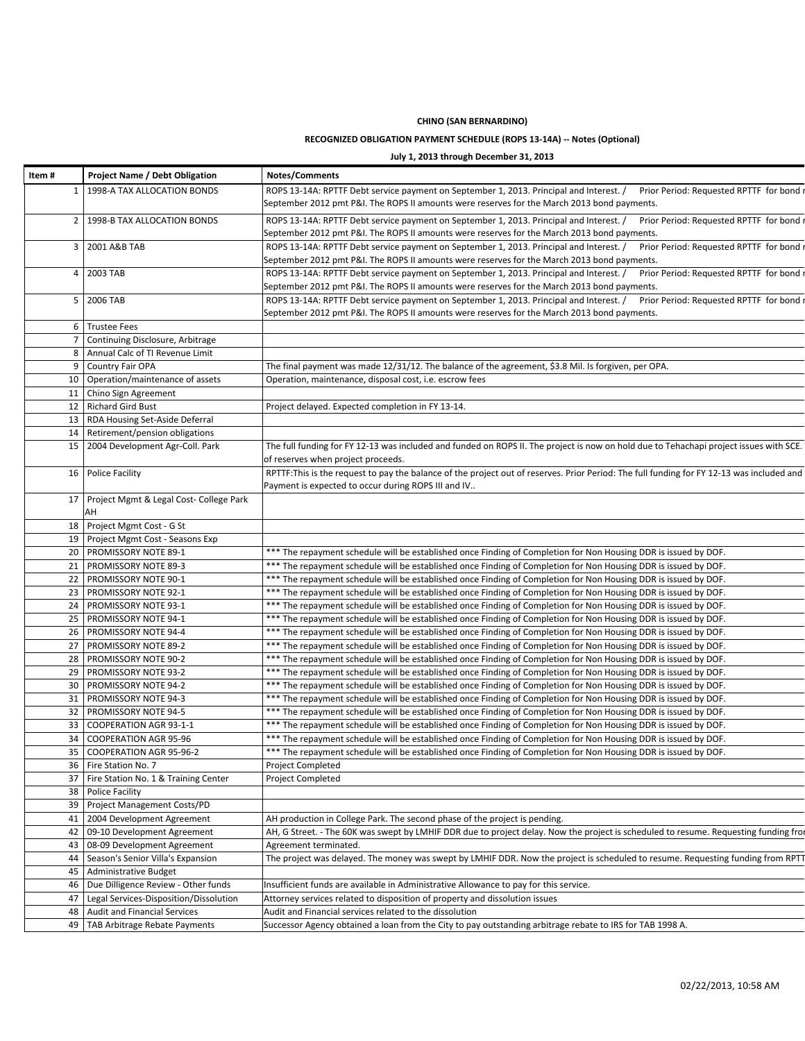**CHINO (SAN BERNARDINO)**

**RECOGNIZED OBLIGATION PAYMENT SCHEDULE (ROPS 13-14A) -- Notes (Optional)**

**July 1, 2013 through December 31, 2013**

| Item # | Project Name / Debt Obligation | Notes/Comments |
|---|---|---|
| 1 | 1998-A TAX ALLOCATION BONDS | ROPS 13-14A: RPTTF Debt service payment on September 1, 2013. Principal and Interest. / Prior Period: Requested RPTTF for bond r September 2012 pmt P&I. The ROPS II amounts were reserves for the March 2013 bond payments. |
| 2 | 1998-B TAX ALLOCATION BONDS | ROPS 13-14A: RPTTF Debt service payment on September 1, 2013. Principal and Interest. / Prior Period: Requested RPTTF for bond r September 2012 pmt P&I. The ROPS II amounts were reserves for the March 2013 bond payments. |
| 3 | 2001 A&B TAB | ROPS 13-14A: RPTTF Debt service payment on September 1, 2013. Principal and Interest. / Prior Period: Requested RPTTF for bond r September 2012 pmt P&I. The ROPS II amounts were reserves for the March 2013 bond payments. |
| 4 | 2003 TAB | ROPS 13-14A: RPTTF Debt service payment on September 1, 2013. Principal and Interest. / Prior Period: Requested RPTTF for bond r September 2012 pmt P&I. The ROPS II amounts were reserves for the March 2013 bond payments. |
| 5 | 2006 TAB | ROPS 13-14A: RPTTF Debt service payment on September 1, 2013. Principal and Interest. / Prior Period: Requested RPTTF for bond r September 2012 pmt P&I. The ROPS II amounts were reserves for the March 2013 bond payments. |
| 6 | Trustee Fees | |
| 7 | Continuing Disclosure, Arbitrage | |
| 8 | Annual Calc of TI Revenue Limit | |
| 9 | Country Fair OPA | The final payment was made 12/31/12. The balance of the agreement, $3.8 Mil. Is forgiven, per OPA. |
| 10 | Operation/maintenance of assets | Operation, maintenance, disposal cost, i.e. escrow fees |
| 11 | Chino Sign Agreement | |
| 12 | Richard Gird Bust | Project delayed. Expected completion in FY 13-14. |
| 13 | RDA Housing Set-Aside Deferral | |
| 14 | Retirement/pension obligations | |
| 15 | 2004 Development Agr-Coll. Park | The full funding for FY 12-13 was included and funded on ROPS II. The project is now on hold due to Tehachapi project issues with SCE. of reserves when project proceeds. |
| 16 | Police Facility | RPTTF:This is the request to pay the balance of the project out of reserves. Prior Period: The full funding for FY 12-13 was included and Payment is expected to occur during ROPS III and IV.. |
| 17 | Project Mgmt & Legal Cost- College Park AH | |
| 18 | Project Mgmt Cost - G St | |
| 19 | Project Mgmt Cost - Seasons Exp | |
| 20 | PROMISSORY NOTE 89-1 | *** The repayment schedule will be established once Finding of Completion for Non Housing DDR is issued by DOF. |
| 21 | PROMISSORY NOTE 89-3 | *** The repayment schedule will be established once Finding of Completion for Non Housing DDR is issued by DOF. |
| 22 | PROMISSORY NOTE 90-1 | *** The repayment schedule will be established once Finding of Completion for Non Housing DDR is issued by DOF. |
| 23 | PROMISSORY NOTE 92-1 | *** The repayment schedule will be established once Finding of Completion for Non Housing DDR is issued by DOF. |
| 24 | PROMISSORY NOTE 93-1 | *** The repayment schedule will be established once Finding of Completion for Non Housing DDR is issued by DOF. |
| 25 | PROMISSORY NOTE 94-1 | *** The repayment schedule will be established once Finding of Completion for Non Housing DDR is issued by DOF. |
| 26 | PROMISSORY NOTE 94-4 | *** The repayment schedule will be established once Finding of Completion for Non Housing DDR is issued by DOF. |
| 27 | PROMISSORY NOTE 89-2 | *** The repayment schedule will be established once Finding of Completion for Non Housing DDR is issued by DOF. |
| 28 | PROMISSORY NOTE 90-2 | *** The repayment schedule will be established once Finding of Completion for Non Housing DDR is issued by DOF. |
| 29 | PROMISSORY NOTE 93-2 | *** The repayment schedule will be established once Finding of Completion for Non Housing DDR is issued by DOF. |
| 30 | PROMISSORY NOTE 94-2 | *** The repayment schedule will be established once Finding of Completion for Non Housing DDR is issued by DOF. |
| 31 | PROMISSORY NOTE 94-3 | *** The repayment schedule will be established once Finding of Completion for Non Housing DDR is issued by DOF. |
| 32 | PROMISSORY NOTE 94-5 | *** The repayment schedule will be established once Finding of Completion for Non Housing DDR is issued by DOF. |
| 33 | COOPERATION AGR 93-1-1 | *** The repayment schedule will be established once Finding of Completion for Non Housing DDR is issued by DOF. |
| 34 | COOPERATION AGR 95-96 | *** The repayment schedule will be established once Finding of Completion for Non Housing DDR is issued by DOF. |
| 35 | COOPERATION AGR 95-96-2 | *** The repayment schedule will be established once Finding of Completion for Non Housing DDR is issued by DOF. |
| 36 | Fire Station No. 7 | Project Completed |
| 37 | Fire Station No. 1 & Training Center | Project Completed |
| 38 | Police Facility | |
| 39 | Project Management Costs/PD | |
| 41 | 2004 Development Agreement | AH production in College Park. The second phase of the project is pending. |
| 42 | 09-10 Development Agreement | AH, G Street. - The 60K was swept by LMHIF DDR due to project delay. Now the project is scheduled to resume. Requesting funding fro |
| 43 | 08-09 Development Agreement | Agreement terminated. |
| 44 | Season's Senior Villa's Expansion | The project was delayed. The money was swept by LMHIF DDR. Now the project is scheduled to resume. Requesting funding from RPTT |
| 45 | Administrative Budget | |
| 46 | Due Dilligence Review - Other funds | Insufficient funds are available in Administrative Allowance to pay for this service. |
| 47 | Legal Services-Disposition/Dissolution | Attorney services related to disposition of property and dissolution issues |
| 48 | Audit and Financial Services | Audit and Financial services related to the dissolution |
| 49 | TAB Arbitrage Rebate Payments | Successor Agency obtained a loan from the City to pay outstanding arbitrage rebate to IRS for TAB 1998 A. |

02/22/2013, 10:58 AM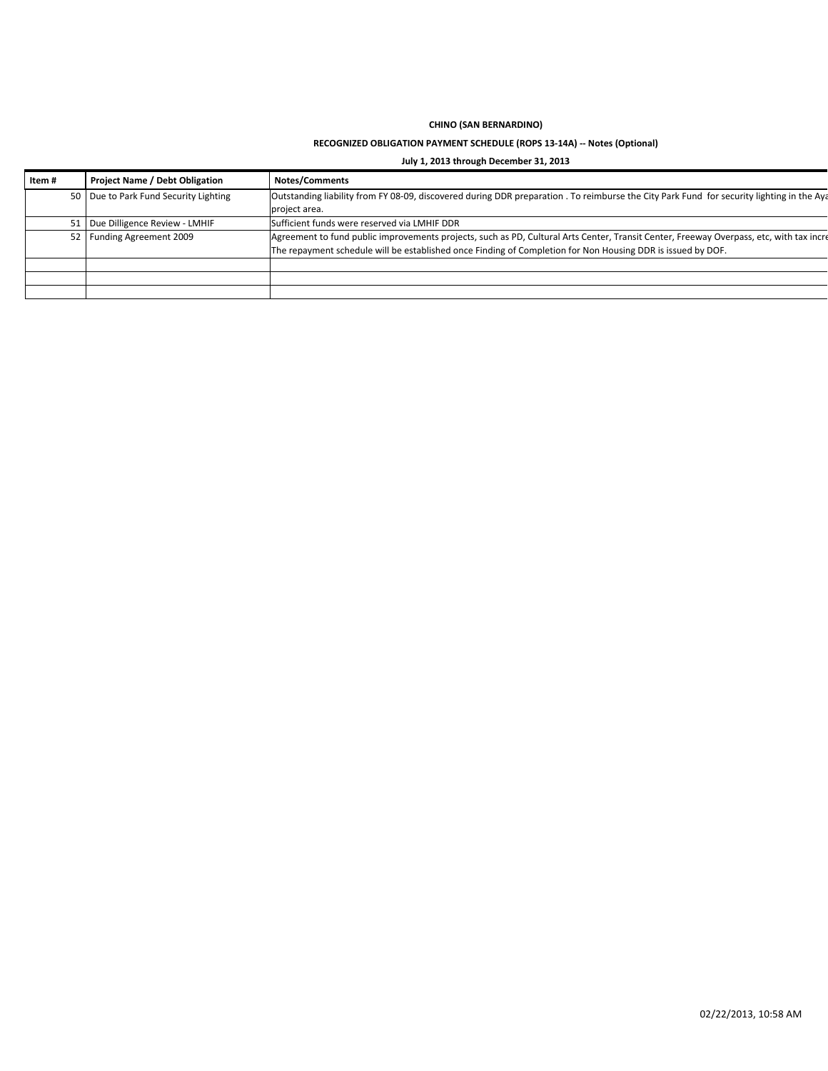**CHINO (SAN BERNARDINO)**

**RECOGNIZED OBLIGATION PAYMENT SCHEDULE (ROPS 13-14A) -- Notes (Optional)**

**July 1, 2013 through December 31, 2013**

| Item # | Project Name / Debt Obligation | Notes/Comments |
|---|---|---|
| 50 | Due to Park Fund Security Lighting | Outstanding liability from FY 08-09, discovered during DDR preparation . To reimburse the City Park Fund for security lighting in the Aya project area. |
| 51 | Due Dilligence Review - LMHIF | Sufficient funds were reserved via LMHIF DDR |
| 52 | Funding Agreement 2009 | Agreement to fund public improvements projects, such as PD, Cultural Arts Center, Transit Center, Freeway Overpass, etc, with tax incre The repayment schedule will be established once Finding of Completion for Non Housing DDR is issued by DOF. |
| | | |
| | | |
| | | |

02/22/2013, 10:58 AM